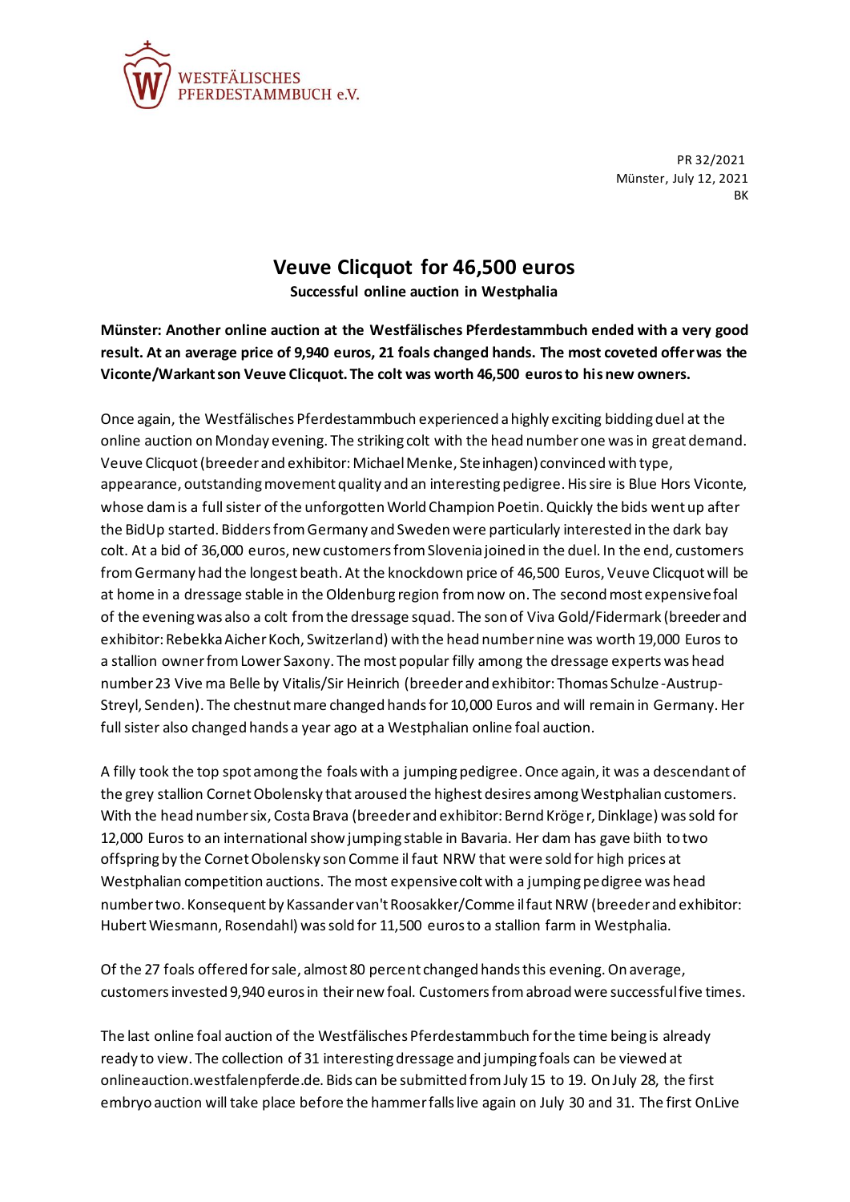WESTFÄLISCHES PFERDESTAMMBUCH e.V.

PR 32/2021
Münster, July 12, 2021
BK

# Veuve Clicquot for 46,500 euros

**Successful online auction in Westphalia**

**Münster: Another online auction at the Westfälisches Pferdestammbuch ended with a very good result. At an average price of 9,940 euros, 21 foals changed hands. The most coveted offer was the Viconte/Warkant son Veuve Clicquot. The colt was worth 46,500 euros to his new owners.**

Once again, the Westfälisches Pferdestammbuch experienced a highly exciting bidding duel at the online auction on Monday evening. The striking colt with the head number one was in great demand. Veuve Clicquot (breeder and exhibitor: Michael Menke, Steinhagen) convinced with type, appearance, outstanding movement quality and an interesting pedigree. His sire is Blue Hors Viconte, whose dam is a full sister of the unforgotten World Champion Poetin. Quickly the bids went up after the BidUp started. Bidders from Germany and Sweden were particularly interested in the dark bay colt. At a bid of 36,000 euros, new customers from Slovenia joined in the duel. In the end, customers from Germany had the longest beath. At the knockdown price of 46,500 Euros, Veuve Clicquot will be at home in a dressage stable in the Oldenburg region from now on. The second most expensive foal of the evening was also a colt from the dressage squad. The son of Viva Gold/Fidermark (breeder and exhibitor: Rebekka Aicher Koch, Switzerland) with the head number nine was worth 19,000 Euros to a stallion owner from Lower Saxony. The most popular filly among the dressage experts was head number 23 Vive ma Belle by Vitalis/Sir Heinrich (breeder and exhibitor: Thomas Schulze-Austrup-Streyl, Senden). The chestnut mare changed hands for 10,000 Euros and will remain in Germany. Her full sister also changed hands a year ago at a Westphalian online foal auction.

A filly took the top spot among the foals with a jumping pedigree. Once again, it was a descendant of the grey stallion Cornet Obolensky that aroused the highest desires among Westphalian customers. With the head number six, Costa Brava (breeder and exhibitor: Bernd Kröger, Dinklage) was sold for 12,000 Euros to an international show jumping stable in Bavaria. Her dam has gave biith to two offspring by the Cornet Obolensky son Comme il faut NRW that were sold for high prices at Westphalian competition auctions. The most expensive colt with a jumping pedigree was head number two. Konsequent by Kassander van't Roosakker/Comme il faut NRW (breeder and exhibitor: Hubert Wiesmann, Rosendahl) was sold for 11,500 euros to a stallion farm in Westphalia.

Of the 27 foals offered for sale, almost 80 percent changed hands this evening. On average, customers invested 9,940 euros in their new foal. Customers from abroad were successful five times.

The last online foal auction of the Westfälisches Pferdestammbuch for the time being is already ready to view. The collection of 31 interesting dressage and jumping foals can be viewed at onlineauction.westfalenpferde.de. Bids can be submitted from July 15 to 19. On July 28, the first embryo auction will take place before the hammer falls live again on July 30 and 31. The first OnLive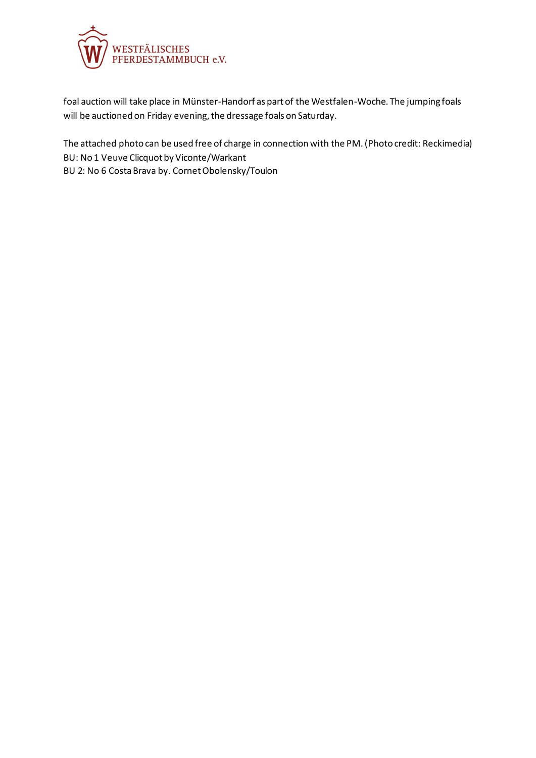foal auction will take place in Münster-Handorf as part of the Westfalen-Woche. The jumping foals will be auctioned on Friday evening, the dressage foals on Saturday.

The attached photo can be used free of charge in connection with the PM. (Photo credit: Reckimedia)
BU: No 1 Veuve Clicquot by Viconte/Warkant
BU 2: No 6 Costa Brava by. Cornet Obolensky/Toulon